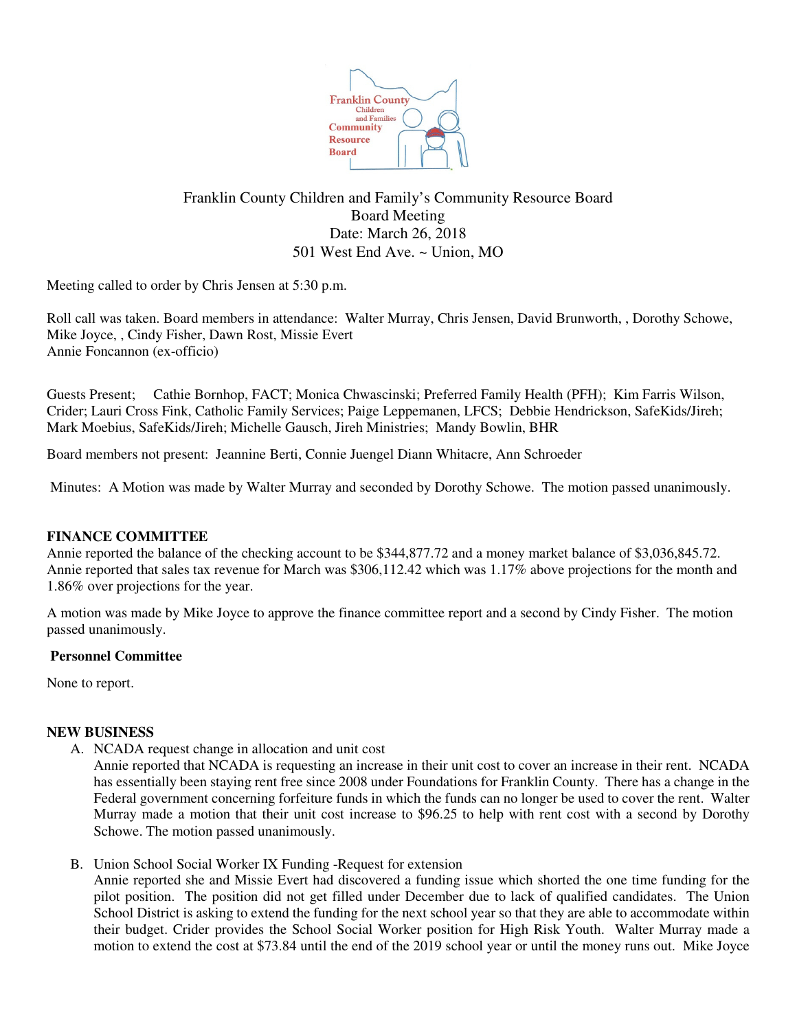Franklin County Children and Family's Community Resource Board
Board Meeting
Date: March 26, 2018
501 West End Ave. ~ Union, MO

Meeting called to order by Chris Jensen at 5:30 p.m.

Roll call was taken. Board members in attendance: Walter Murray, Chris Jensen, David Brunworth, , Dorothy Schowe, Mike Joyce, , Cindy Fisher, Dawn Rost, Missie Evert
Annie Foncannon (ex-officio)

Guests Present; Cathie Bornhop, FACT; Monica Chwascinski; Preferred Family Health (PFH); Kim Farris Wilson, Crider; Lauri Cross Fink, Catholic Family Services; Paige Leppemanen, LFCS; Debbie Hendrickson, SafeKids/Jireh; Mark Moebius, SafeKids/Jireh; Michelle Gausch, Jireh Ministries; Mandy Bowlin, BHR

Board members not present: Jeannine Berti, Connie Juengel Diann Whitacre, Ann Schroeder

Minutes: A Motion was made by Walter Murray and seconded by Dorothy Schowe. The motion passed unanimously.

**FINANCE COMMITTEE**

Annie reported the balance of the checking account to be $344,877.72 and a money market balance of $3,036,845.72. Annie reported that sales tax revenue for March was $306,112.42 which was 1.17% above projections for the month and 1.86% over projections for the year.

A motion was made by Mike Joyce to approve the finance committee report and a second by Cindy Fisher. The motion passed unanimously.

**Personnel Committee**

None to report.

**NEW BUSINESS**

A. NCADA request change in allocation and unit cost
   Annie reported that NCADA is requesting an increase in their unit cost to cover an increase in their rent. NCADA has essentially been staying rent free since 2008 under Foundations for Franklin County. There has a change in the Federal government concerning forfeiture funds in which the funds can no longer be used to cover the rent. Walter Murray made a motion that their unit cost increase to $96.25 to help with rent cost with a second by Dorothy Schowe. The motion passed unanimously.

B. Union School Social Worker IX Funding -Request for extension
   Annie reported she and Missie Evert had discovered a funding issue which shorted the one time funding for the pilot position. The position did not get filled under December due to lack of qualified candidates. The Union School District is asking to extend the funding for the next school year so that they are able to accommodate within their budget. Crider provides the School Social Worker position for High Risk Youth. Walter Murray made a motion to extend the cost at $73.84 until the end of the 2019 school year or until the money runs out. Mike Joyce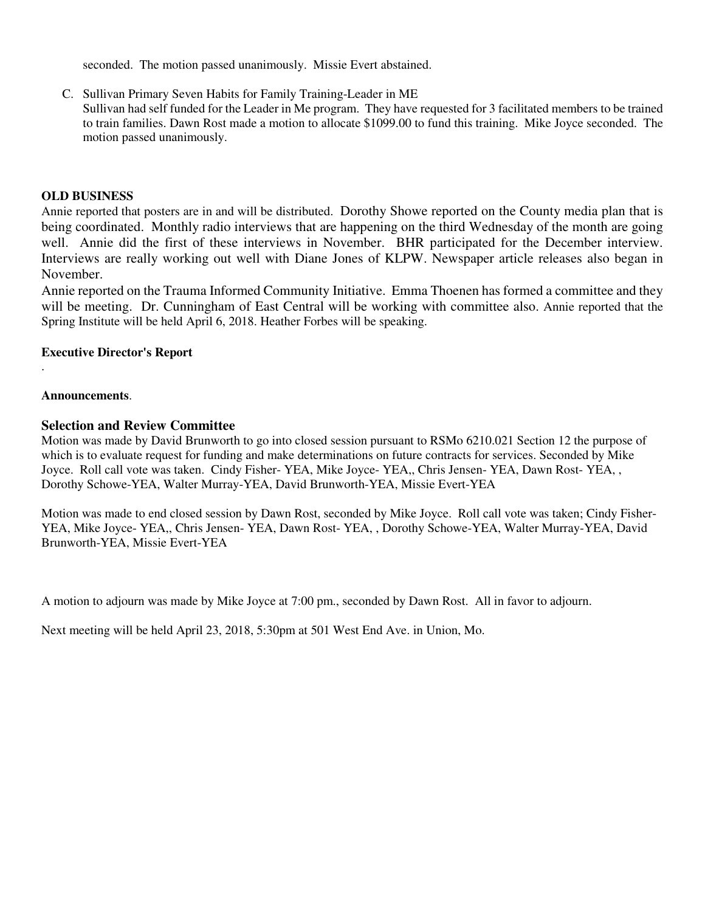seconded. The motion passed unanimously. Missie Evert abstained.

C. Sullivan Primary Seven Habits for Family Training-Leader in ME
   Sullivan had self funded for the Leader in Me program. They have requested for 3 facilitated members to be trained to train families. Dawn Rost made a motion to allocate $1099.00 to fund this training. Mike Joyce seconded. The motion passed unanimously.

**OLD BUSINESS**

Annie reported that posters are in and will be distributed. Dorothy Showe reported on the County media plan that is being coordinated. Monthly radio interviews that are happening on the third Wednesday of the month are going well. Annie did the first of these interviews in November. BHR participated for the December interview. Interviews are really working out well with Diane Jones of KLPW. Newspaper article releases also began in November.

Annie reported on the Trauma Informed Community Initiative. Emma Thoenen has formed a committee and they will be meeting. Dr. Cunningham of East Central will be working with committee also. Annie reported that the Spring Institute will be held April 6, 2018. Heather Forbes will be speaking.

**Executive Director's Report**

.

**Announcements**.

### Selection and Review Committee

Motion was made by David Brunworth to go into closed session pursuant to RSMo 6210.021 Section 12 the purpose of which is to evaluate request for funding and make determinations on future contracts for services. Seconded by Mike Joyce. Roll call vote was taken. Cindy Fisher- YEA, Mike Joyce- YEA,, Chris Jensen- YEA, Dawn Rost- YEA, , Dorothy Schowe-YEA, Walter Murray-YEA, David Brunworth-YEA, Missie Evert-YEA

Motion was made to end closed session by Dawn Rost, seconded by Mike Joyce. Roll call vote was taken; Cindy Fisher-YEA, Mike Joyce- YEA,, Chris Jensen- YEA, Dawn Rost- YEA, , Dorothy Schowe-YEA, Walter Murray-YEA, David Brunworth-YEA, Missie Evert-YEA

A motion to adjourn was made by Mike Joyce at 7:00 pm., seconded by Dawn Rost. All in favor to adjourn.

Next meeting will be held April 23, 2018, 5:30pm at 501 West End Ave. in Union, Mo.